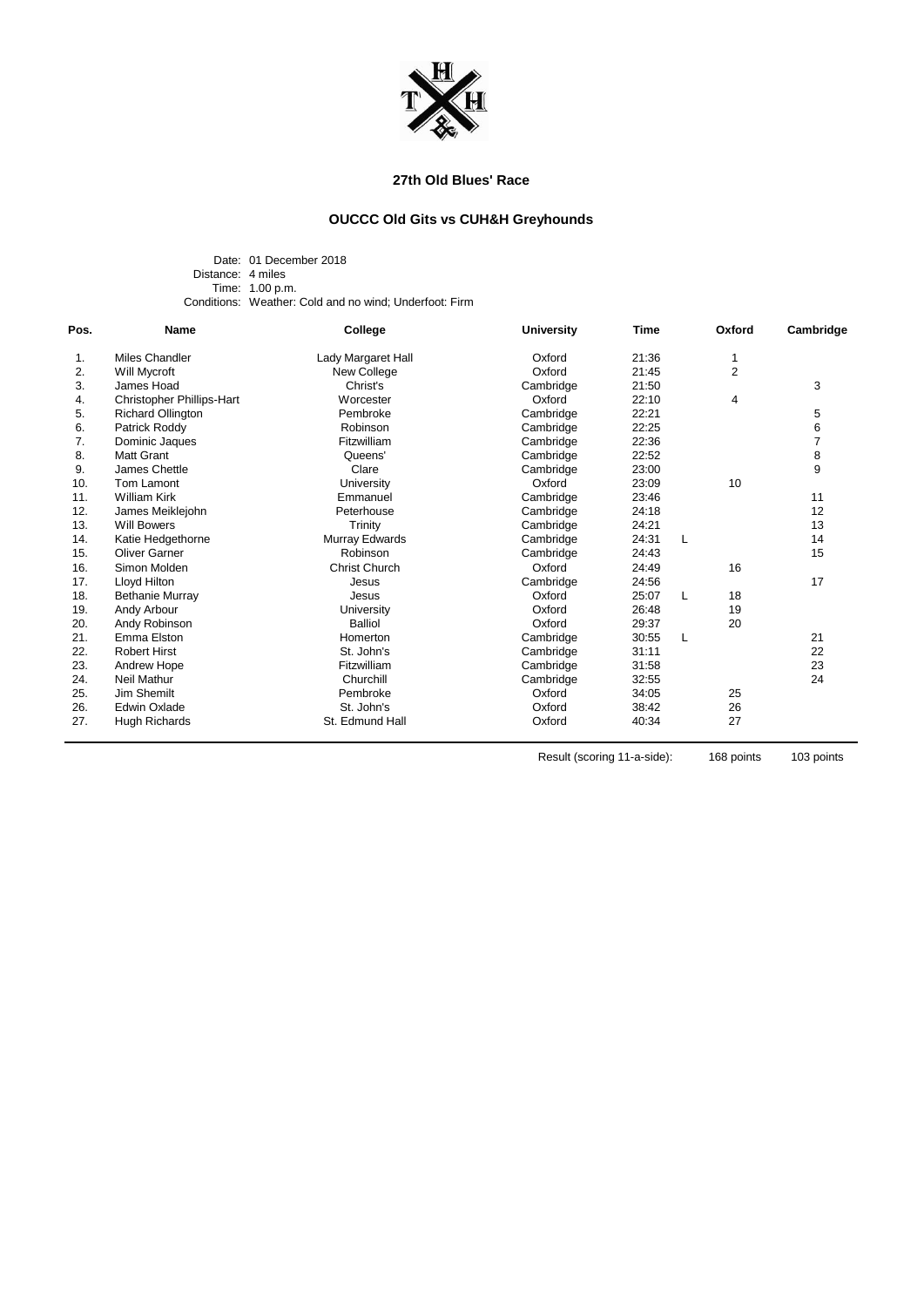# 27th Old Blues' Race

## OUCCC Old Gits vs CUH&H Greyhounds

Date: 01 December 2018
Distance: 4 miles
Time: 1.00 p.m.
Conditions: Weather: Cold and no wind; Underfoot: Firm

| Pos. | Name | College | University | Time | | Oxford | Cambridge |
|---|---|---|---|---|---|---|---|
| 1. | Miles Chandler | Lady Margaret Hall | Oxford | 21:36 | | 1 | |
| 2. | Will Mycroft | New College | Oxford | 21:45 | | 2 | |
| 3. | James Hoad | Christ's | Cambridge | 21:50 | | | 3 |
| 4. | Christopher Phillips-Hart | Worcester | Oxford | 22:10 | | 4 | |
| 5. | Richard Ollington | Pembroke | Cambridge | 22:21 | | | 5 |
| 6. | Patrick Roddy | Robinson | Cambridge | 22:25 | | | 6 |
| 7. | Dominic Jaques | Fitzwilliam | Cambridge | 22:36 | | | 7 |
| 8. | Matt Grant | Queens' | Cambridge | 22:52 | | | 8 |
| 9. | James Chettle | Clare | Cambridge | 23:00 | | | 9 |
| 10. | Tom Lamont | University | Oxford | 23:09 | | 10 | |
| 11. | William Kirk | Emmanuel | Cambridge | 23:46 | | | 11 |
| 12. | James Meiklejohn | Peterhouse | Cambridge | 24:18 | | | 12 |
| 13. | Will Bowers | Trinity | Cambridge | 24:21 | | | 13 |
| 14. | Katie Hedgethorne | Murray Edwards | Cambridge | 24:31 | L | | 14 |
| 15. | Oliver Garner | Robinson | Cambridge | 24:43 | | | 15 |
| 16. | Simon Molden | Christ Church | Oxford | 24:49 | | 16 | |
| 17. | Lloyd Hilton | Jesus | Cambridge | 24:56 | | | 17 |
| 18. | Bethanie Murray | Jesus | Oxford | 25:07 | L | 18 | |
| 19. | Andy Arbour | University | Oxford | 26:48 | | 19 | |
| 20. | Andy Robinson | Balliol | Oxford | 29:37 | | 20 | |
| 21. | Emma Elston | Homerton | Cambridge | 30:55 | L | | 21 |
| 22. | Robert Hirst | St. John's | Cambridge | 31:11 | | | 22 |
| 23. | Andrew Hope | Fitzwilliam | Cambridge | 31:58 | | | 23 |
| 24. | Neil Mathur | Churchill | Cambridge | 32:55 | | | 24 |
| 25. | Jim Shemilt | Pembroke | Oxford | 34:05 | | 25 | |
| 26. | Edwin Oxlade | St. John's | Oxford | 38:42 | | 26 | |
| 27. | Hugh Richards | St. Edmund Hall | Oxford | 40:34 | | 27 | |

Result (scoring 11-a-side): 168 points 103 points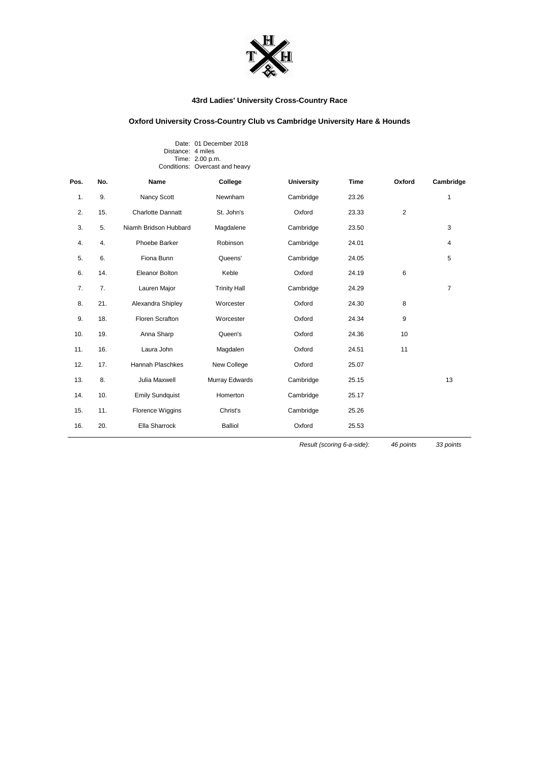### 43rd Ladies' University Cross-Country Race

### Oxford University Cross-Country Club vs Cambridge University Hare & Hounds

Date: 01 December 2018
Distance: 4 miles
Time: 2.00 p.m.
Conditions: Overcast and heavy

| Pos. | No. | Name | College | University | Time | Oxford | Cambridge |
|---|---|---|---|---|---|---|---|
| 1. | 9. | Nancy Scott | Newnham | Cambridge | 23.26 | | 1 |
| 2. | 15. | Charlotte Dannatt | St. John's | Oxford | 23.33 | 2 | |
| 3. | 5. | Niamh Bridson Hubbard | Magdalene | Cambridge | 23.50 | | 3 |
| 4. | 4. | Phoebe Barker | Robinson | Cambridge | 24.01 | | 4 |
| 5. | 6. | Fiona Bunn | Queens' | Cambridge | 24.05 | | 5 |
| 6. | 14. | Eleanor Bolton | Keble | Oxford | 24.19 | 6 | |
| 7. | 7. | Lauren Major | Trinity Hall | Cambridge | 24.29 | | 7 |
| 8. | 21. | Alexandra Shipley | Worcester | Oxford | 24.30 | 8 | |
| 9. | 18. | Floren Scrafton | Worcester | Oxford | 24.34 | 9 | |
| 10. | 19. | Anna Sharp | Queen's | Oxford | 24.36 | 10 | |
| 11. | 16. | Laura John | Magdalen | Oxford | 24.51 | 11 | |
| 12. | 17. | Hannah Plaschkes | New College | Oxford | 25.07 | | |
| 13. | 8. | Julia Maxwell | Murray Edwards | Cambridge | 25.15 | | 13 |
| 14. | 10. | Emily Sundquist | Homerton | Cambridge | 25.17 | | |
| 15. | 11. | Florence Wiggins | Christ's | Cambridge | 25.26 | | |
| 16. | 20. | Ella Sharrock | Balliol | Oxford | 25.53 | | |
| | | | | *Result (scoring 6-a-side):* | | *46 points* | *33 points* |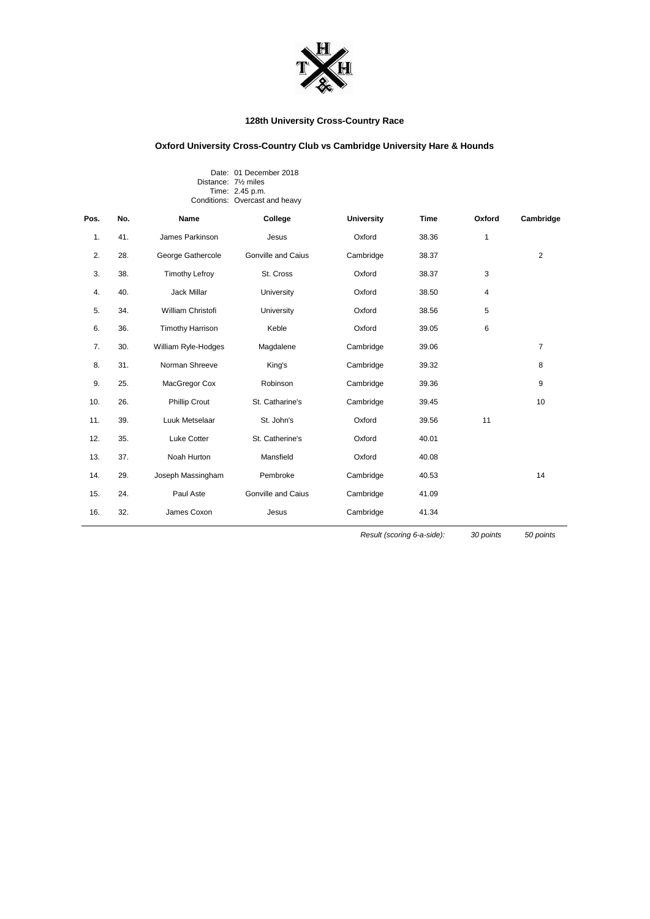## 128th University Cross-Country Race

### Oxford University Cross-Country Club vs Cambridge University Hare & Hounds

Date: 01 December 2018
Distance: 7½ miles
Time: 2.45 p.m.
Conditions: Overcast and heavy

| Pos. | No. | Name | College | University | Time | Oxford | Cambridge |
|---|---|---|---|---|---|---|---|
| 1. | 41. | James Parkinson | Jesus | Oxford | 38.36 | 1 | |
| 2. | 28. | George Gathercole | Gonville and Caius | Cambridge | 38.37 | | 2 |
| 3. | 38. | Timothy Lefroy | St. Cross | Oxford | 38.37 | 3 | |
| 4. | 40. | Jack Millar | University | Oxford | 38.50 | 4 | |
| 5. | 34. | William Christofi | University | Oxford | 38.56 | 5 | |
| 6. | 36. | Timothy Harrison | Keble | Oxford | 39.05 | 6 | |
| 7. | 30. | William Ryle-Hodges | Magdalene | Cambridge | 39.06 | | 7 |
| 8. | 31. | Norman Shreeve | King's | Cambridge | 39.32 | | 8 |
| 9. | 25. | MacGregor Cox | Robinson | Cambridge | 39.36 | | 9 |
| 10. | 26. | Phillip Crout | St. Catharine's | Cambridge | 39.45 | | 10 |
| 11. | 39. | Luuk Metselaar | St. John's | Oxford | 39.56 | 11 | |
| 12. | 35. | Luke Cotter | St. Catherine's | Oxford | 40.01 | | |
| 13. | 37. | Noah Hurton | Mansfield | Oxford | 40.08 | | |
| 14. | 29. | Joseph Massingham | Pembroke | Cambridge | 40.53 | | 14 |
| 15. | 24. | Paul Aste | Gonville and Caius | Cambridge | 41.09 | | |
| 16. | 32. | James Coxon | Jesus | Cambridge | 41.34 | | |
| | | | | *Result (scoring 6-a-side):* | | *30 points* | *50 points* |